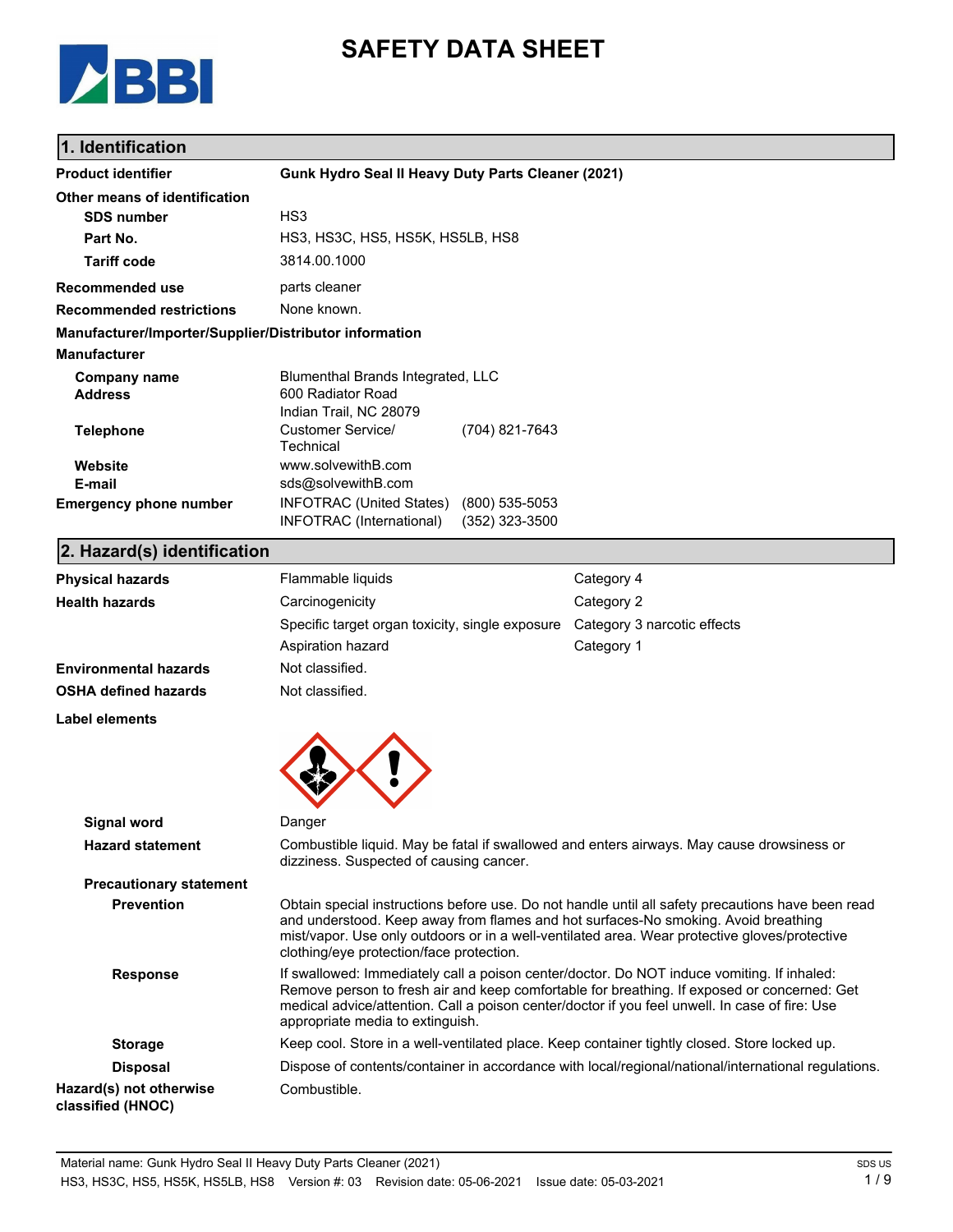# SAFETY DATA SHEET

## 1. Identification

| | |
|---|---|
| **Product identifier** | **Gunk Hydro Seal II Heavy Duty Parts Cleaner (2021)** |
| **Other means of identification** | |
| **SDS number** | HS3 |
| **Part No.** | HS3, HS3C, HS5, HS5K, HS5LB, HS8 |
| **Tariff code** | 3814.00.1000 |
| **Recommended use** | parts cleaner |
| **Recommended restrictions** | None known. |

**Manufacturer/Importer/Supplier/Distributor information**

**Manufacturer**

| | | |
|---|---|---|
| **Company name** | Blumenthal Brands Integrated, LLC | |
| **Address** | 600 Radiator Road<br>Indian Trail, NC 28079 | |
| **Telephone** | Customer Service/ Technical | (704) 821-7643 |
| **Website** | www.solvewithB.com | |
| **E-mail** | sds@solvewithB.com | |
| **Emergency phone number** | INFOTRAC (United States) | (800) 535-5053 |
| | INFOTRAC (International) | (352) 323-3500 |

## 2. Hazard(s) identification

| | | |
|---|---|---|
| **Physical hazards** | Flammable liquids | Category 4 |
| **Health hazards** | Carcinogenicity | Category 2 |
| | Specific target organ toxicity, single exposure | Category 3 narcotic effects |
| | Aspiration hazard | Category 1 |
| **Environmental hazards** | Not classified. | |
| **OSHA defined hazards** | Not classified. | |

**Label elements**

**Signal word** Danger

**Hazard statement** Combustible liquid. May be fatal if swallowed and enters airways. May cause drowsiness or dizziness. Suspected of causing cancer.

**Precautionary statement**

**Prevention** Obtain special instructions before use. Do not handle until all safety precautions have been read and understood. Keep away from flames and hot surfaces-No smoking. Avoid breathing mist/vapor. Use only outdoors or in a well-ventilated area. Wear protective gloves/protective clothing/eye protection/face protection.

**Response** If swallowed: Immediately call a poison center/doctor. Do NOT induce vomiting. If inhaled: Remove person to fresh air and keep comfortable for breathing. If exposed or concerned: Get medical advice/attention. Call a poison center/doctor if you feel unwell. In case of fire: Use appropriate media to extinguish.

**Storage** Keep cool. Store in a well-ventilated place. Keep container tightly closed. Store locked up.

**Disposal** Dispose of contents/container in accordance with local/regional/national/international regulations.

**Hazard(s) not otherwise classified (HNOC)** Combustible.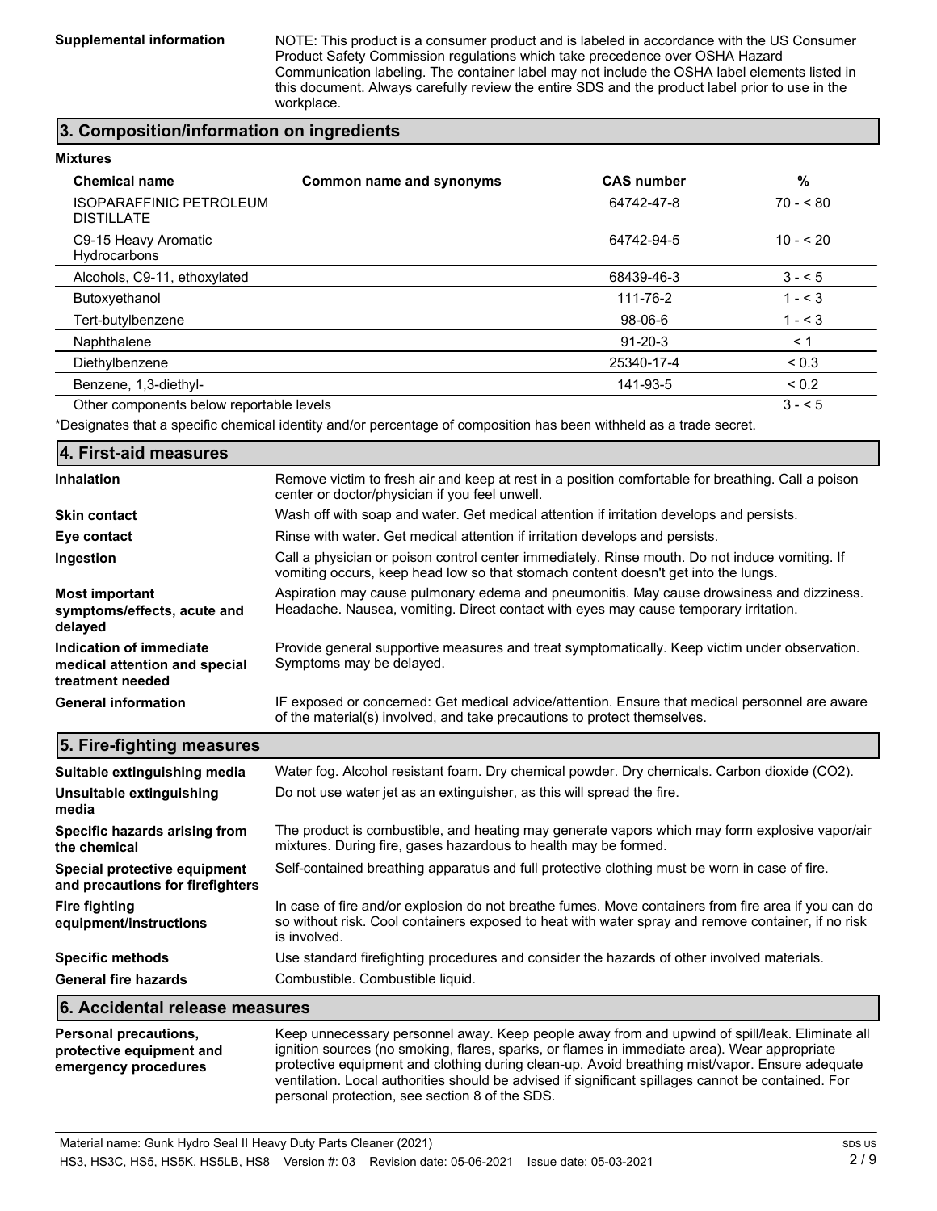**Supplemental information** NOTE: This product is a consumer product and is labeled in accordance with the US Consumer Product Safety Commission regulations which take precedence over OSHA Hazard Communication labeling. The container label may not include the OSHA label elements listed in this document. Always carefully review the entire SDS and the product label prior to use in the workplace.

## 3. Composition/information on ingredients

**Mixtures**

| Chemical name | Common name and synonyms | CAS number | % |
|---|---|---|---|
| ISOPARAFFINIC PETROLEUM DISTILLATE | | 64742-47-8 | 70 - < 80 |
| C9-15 Heavy Aromatic Hydrocarbons | | 64742-94-5 | 10 - < 20 |
| Alcohols, C9-11, ethoxylated | | 68439-46-3 | 3 - < 5 |
| Butoxyethanol | | 111-76-2 | 1 - < 3 |
| Tert-butylbenzene | | 98-06-6 | 1 - < 3 |
| Naphthalene | | 91-20-3 | < 1 |
| Diethylbenzene | | 25340-17-4 | < 0.3 |
| Benzene, 1,3-diethyl- | | 141-93-5 | < 0.2 |
| Other components below reportable levels | | | 3 - < 5 |

*Designates that a specific chemical identity and/or percentage of composition has been withheld as a trade secret.

## 4. First-aid measures

**Inhalation** Remove victim to fresh air and keep at rest in a position comfortable for breathing. Call a poison center or doctor/physician if you feel unwell.

**Skin contact** Wash off with soap and water. Get medical attention if irritation develops and persists.

**Eye contact** Rinse with water. Get medical attention if irritation develops and persists.

**Ingestion** Call a physician or poison control center immediately. Rinse mouth. Do not induce vomiting. If vomiting occurs, keep head low so that stomach content doesn't get into the lungs.

**Most important symptoms/effects, acute and delayed** Aspiration may cause pulmonary edema and pneumonitis. May cause drowsiness and dizziness. Headache. Nausea, vomiting. Direct contact with eyes may cause temporary irritation.

**Indication of immediate medical attention and special treatment needed** Provide general supportive measures and treat symptomatically. Keep victim under observation. Symptoms may be delayed.

**General information** IF exposed or concerned: Get medical advice/attention. Ensure that medical personnel are aware of the material(s) involved, and take precautions to protect themselves.

## 5. Fire-fighting measures

**Suitable extinguishing media** Water fog. Alcohol resistant foam. Dry chemical powder. Dry chemicals. Carbon dioxide ($CO_2$).

**Unsuitable extinguishing media** Do not use water jet as an extinguisher, as this will spread the fire.

**Specific hazards arising from the chemical** The product is combustible, and heating may generate vapors which may form explosive vapor/air mixtures. During fire, gases hazardous to health may be formed.

**Special protective equipment and precautions for firefighters** Self-contained breathing apparatus and full protective clothing must be worn in case of fire.

**Fire fighting equipment/instructions** In case of fire and/or explosion do not breathe fumes. Move containers from fire area if you can do so without risk. Cool containers exposed to heat with water spray and remove container, if no risk is involved.

**Specific methods** Use standard firefighting procedures and consider the hazards of other involved materials.

**General fire hazards** Combustible. Combustible liquid.

## 6. Accidental release measures

**Personal precautions, protective equipment and emergency procedures** Keep unnecessary personnel away. Keep people away from and upwind of spill/leak. Eliminate all ignition sources (no smoking, flares, sparks, or flames in immediate area). Wear appropriate protective equipment and clothing during clean-up. Avoid breathing mist/vapor. Ensure adequate ventilation. Local authorities should be advised if significant spillages cannot be contained. For personal protection, see section 8 of the SDS.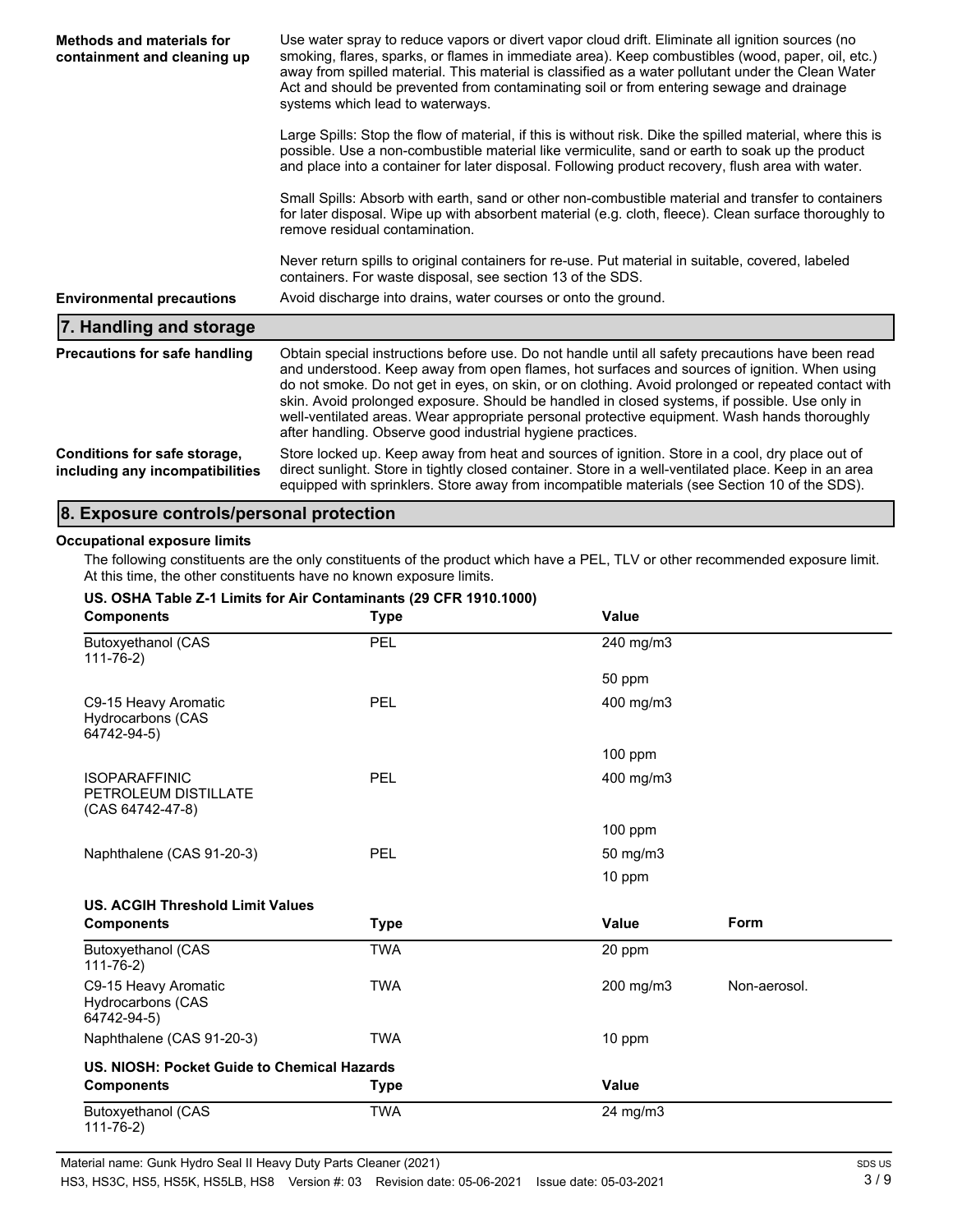| | |
|---|---|
| **Methods and materials for containment and cleaning up** | Use water spray to reduce vapors or divert vapor cloud drift. Eliminate all ignition sources (no smoking, flares, sparks, or flames in immediate area). Keep combustibles (wood, paper, oil, etc.) away from spilled material. This material is classified as a water pollutant under the Clean Water Act and should be prevented from contaminating soil or from entering sewage and drainage systems which lead to waterways.<br><br>Large Spills: Stop the flow of material, if this is without risk. Dike the spilled material, where this is possible. Use a non-combustible material like vermiculite, sand or earth to soak up the product and place into a container for later disposal. Following product recovery, flush area with water.<br><br>Small Spills: Absorb with earth, sand or other non-combustible material and transfer to containers for later disposal. Wipe up with absorbent material (e.g. cloth, fleece). Clean surface thoroughly to remove residual contamination.<br><br>Never return spills to original containers for re-use. Put material in suitable, covered, labeled containers. For waste disposal, see section 13 of the SDS. |
| **Environmental precautions** | Avoid discharge into drains, water courses or onto the ground. |

## 7. Handling and storage

| | |
|---|---|
| **Precautions for safe handling** | Obtain special instructions before use. Do not handle until all safety precautions have been read and understood. Keep away from open flames, hot surfaces and sources of ignition. When using do not smoke. Do not get in eyes, on skin, or on clothing. Avoid prolonged or repeated contact with skin. Avoid prolonged exposure. Should be handled in closed systems, if possible. Use only in well-ventilated areas. Wear appropriate personal protective equipment. Wash hands thoroughly after handling. Observe good industrial hygiene practices. |
| **Conditions for safe storage, including any incompatibilities** | Store locked up. Keep away from heat and sources of ignition. Store in a cool, dry place out of direct sunlight. Store in tightly closed container. Store in a well-ventilated place. Keep in an area equipped with sprinklers. Store away from incompatible materials (see Section 10 of the SDS). |

## 8. Exposure controls/personal protection

**Occupational exposure limits**

The following constituents are the only constituents of the product which have a PEL, TLV or other recommended exposure limit. At this time, the other constituents have no known exposure limits.

**US. OSHA Table Z-1 Limits for Air Contaminants (29 CFR 1910.1000)**

| Components | Type | Value |
|---|---|---|
| Butoxyethanol (CAS 111-76-2) | PEL | 240 mg/m3 |
| | | 50 ppm |
| C9-15 Heavy Aromatic Hydrocarbons (CAS 64742-94-5) | PEL | 400 mg/m3 |
| | | 100 ppm |
| ISOPARAFFINIC PETROLEUM DISTILLATE (CAS 64742-47-8) | PEL | 400 mg/m3 |
| | | 100 ppm |
| Naphthalene (CAS 91-20-3) | PEL | 50 mg/m3 |
| | | 10 ppm |

**US. ACGIH Threshold Limit Values**

| Components | Type | Value | Form |
|---|---|---|---|
| Butoxyethanol (CAS 111-76-2) | TWA | 20 ppm | |
| C9-15 Heavy Aromatic Hydrocarbons (CAS 64742-94-5) | TWA | 200 mg/m3 | Non-aerosol. |
| Naphthalene (CAS 91-20-3) | TWA | 10 ppm | |

**US. NIOSH: Pocket Guide to Chemical Hazards**

| Components | Type | Value |
|---|---|---|
| Butoxyethanol (CAS 111-76-2) | TWA | 24 mg/m3 |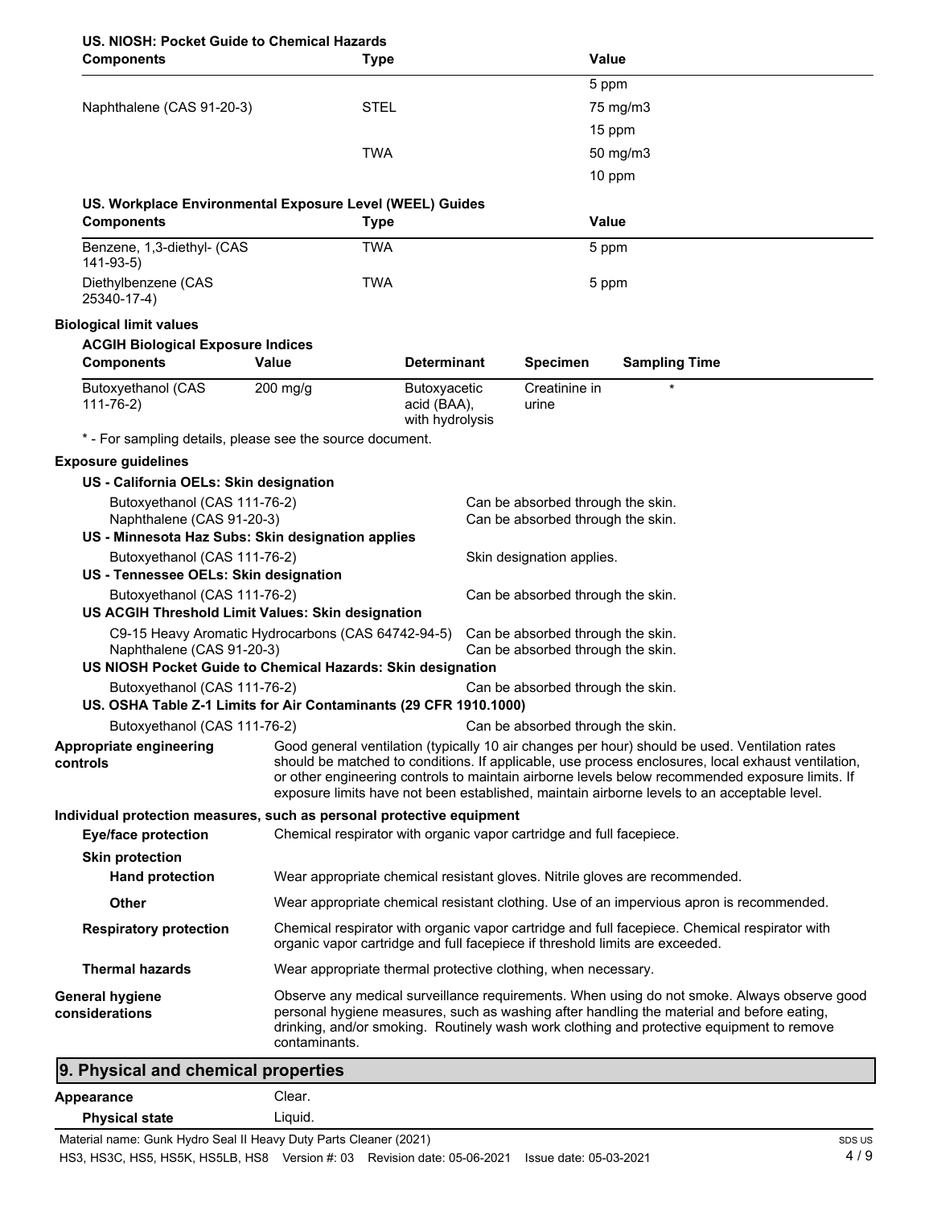**US. NIOSH: Pocket Guide to Chemical Hazards**

| Components | Type | Value |
|---|---|---|
| | | 5 ppm |
| Naphthalene (CAS 91-20-3) | STEL | 75 mg/m3 |
| | | 15 ppm |
| | TWA | 50 mg/m3 |
| | | 10 ppm |

**US. Workplace Environmental Exposure Level (WEEL) Guides**

| Components | Type | Value |
|---|---|---|
| Benzene, 1,3-diethyl- (CAS 141-93-5) | TWA | 5 ppm |
| Diethylbenzene (CAS 25340-17-4) | TWA | 5 ppm |

**Biological limit values**

**ACGIH Biological Exposure Indices**

| Components | Value | Determinant | Specimen | Sampling Time |
|---|---|---|---|---|
| Butoxyethanol (CAS 111-76-2) | 200 mg/g | Butoxyacetic acid (BAA), with hydrolysis | Creatinine in urine | * |

* - For sampling details, please see the source document.

**Exposure guidelines**

**US - California OELs: Skin designation**

| | |
|---|---|
| Butoxyethanol (CAS 111-76-2) | Can be absorbed through the skin. |
| Naphthalene (CAS 91-20-3) | Can be absorbed through the skin. |

**US - Minnesota Haz Subs: Skin designation applies**

| | |
|---|---|
| Butoxyethanol (CAS 111-76-2) | Skin designation applies. |

**US - Tennessee OELs: Skin designation**

| | |
|---|---|
| Butoxyethanol (CAS 111-76-2) | Can be absorbed through the skin. |

**US ACGIH Threshold Limit Values: Skin designation**

| | |
|---|---|
| C9-15 Heavy Aromatic Hydrocarbons (CAS 64742-94-5) | Can be absorbed through the skin. |
| Naphthalene (CAS 91-20-3) | Can be absorbed through the skin. |

**US NIOSH Pocket Guide to Chemical Hazards: Skin designation**

| | |
|---|---|
| Butoxyethanol (CAS 111-76-2) | Can be absorbed through the skin. |

**US. OSHA Table Z-1 Limits for Air Contaminants (29 CFR 1910.1000)**

| | |
|---|---|
| Butoxyethanol (CAS 111-76-2) | Can be absorbed through the skin. |

**Appropriate engineering controls**
Good general ventilation (typically 10 air changes per hour) should be used. Ventilation rates should be matched to conditions. If applicable, use process enclosures, local exhaust ventilation, or other engineering controls to maintain airborne levels below recommended exposure limits. If exposure limits have not been established, maintain airborne levels to an acceptable level.

**Individual protection measures, such as personal protective equipment**

**Eye/face protection**
Chemical respirator with organic vapor cartridge and full facepiece.

**Skin protection**

**Hand protection**
Wear appropriate chemical resistant gloves. Nitrile gloves are recommended.

**Other**
Wear appropriate chemical resistant clothing. Use of an impervious apron is recommended.

**Respiratory protection**
Chemical respirator with organic vapor cartridge and full facepiece. Chemical respirator with organic vapor cartridge and full facepiece if threshold limits are exceeded.

**Thermal hazards**
Wear appropriate thermal protective clothing, when necessary.

**General hygiene considerations**
Observe any medical surveillance requirements. When using do not smoke. Always observe good personal hygiene measures, such as washing after handling the material and before eating, drinking, and/or smoking. Routinely wash work clothing and protective equipment to remove contaminants.

## 9. Physical and chemical properties

**Appearance** Clear.

**Physical state** Liquid.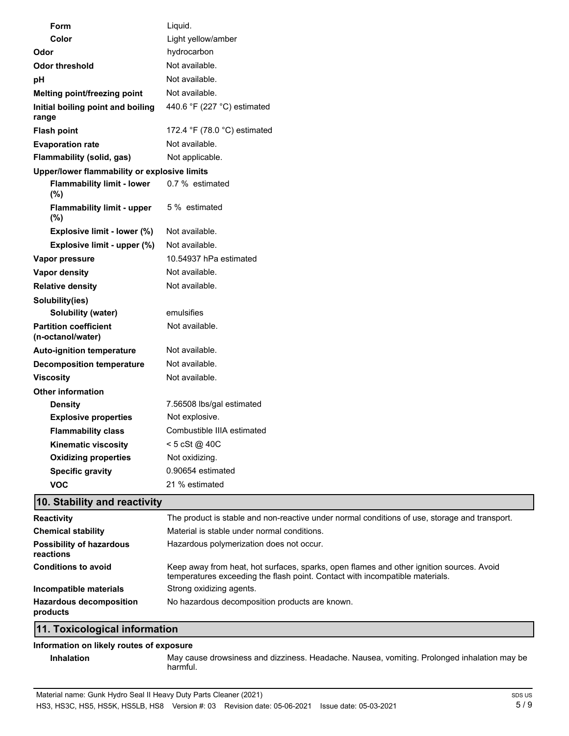| | |
|---|---|
| **Form** | Liquid. |
| **Color** | Light yellow/amber |
| **Odor** | hydrocarbon |
| **Odor threshold** | Not available. |
| **pH** | Not available. |
| **Melting point/freezing point** | Not available. |
| **Initial boiling point and boiling range** | 440.6 °F (227 °C) estimated |
| **Flash point** | 172.4 °F (78.0 °C) estimated |
| **Evaporation rate** | Not available. |
| **Flammability (solid, gas)** | Not applicable. |
| **Upper/lower flammability or explosive limits** | |
| **Flammability limit - lower (%)** | 0.7 % estimated |
| **Flammability limit - upper (%)** | 5 % estimated |
| **Explosive limit - lower (%)** | Not available. |
| **Explosive limit - upper (%)** | Not available. |
| **Vapor pressure** | 10.54937 hPa estimated |
| **Vapor density** | Not available. |
| **Relative density** | Not available. |
| **Solubility(ies)** | |
| **Solubility (water)** | emulsifies |
| **Partition coefficient (n-octanol/water)** | Not available. |
| **Auto-ignition temperature** | Not available. |
| **Decomposition temperature** | Not available. |
| **Viscosity** | Not available. |
| **Other information** | |
| **Density** | 7.56508 lbs/gal estimated |
| **Explosive properties** | Not explosive. |
| **Flammability class** | Combustible IIIA estimated |
| **Kinematic viscosity** | < 5 cSt @ 40C |
| **Oxidizing properties** | Not oxidizing. |
| **Specific gravity** | 0.90654 estimated |
| **VOC** | 21 % estimated |

## 10. Stability and reactivity

| | |
|---|---|
| **Reactivity** | The product is stable and non-reactive under normal conditions of use, storage and transport. |
| **Chemical stability** | Material is stable under normal conditions. |
| **Possibility of hazardous reactions** | Hazardous polymerization does not occur. |
| **Conditions to avoid** | Keep away from heat, hot surfaces, sparks, open flames and other ignition sources. Avoid temperatures exceeding the flash point. Contact with incompatible materials. |
| **Incompatible materials** | Strong oxidizing agents. |
| **Hazardous decomposition products** | No hazardous decomposition products are known. |

## 11. Toxicological information

**Information on likely routes of exposure**

| | |
|---|---|
| **Inhalation** | May cause drowsiness and dizziness. Headache. Nausea, vomiting. Prolonged inhalation may be harmful. |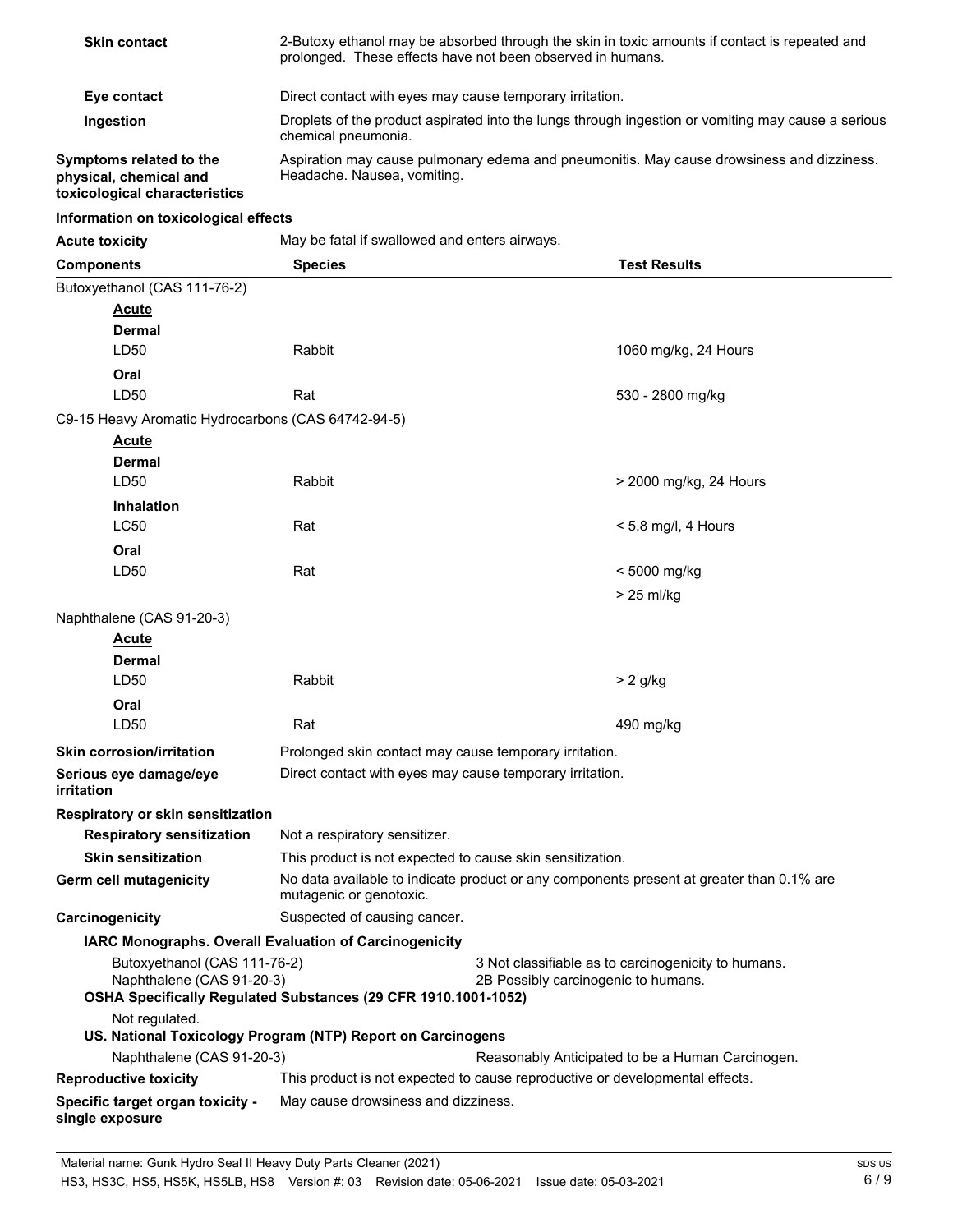| | |
|---|---|
| **Skin contact** | 2-Butoxy ethanol may be absorbed through the skin in toxic amounts if contact is repeated and prolonged. These effects have not been observed in humans. |
| **Eye contact** | Direct contact with eyes may cause temporary irritation. |
| **Ingestion** | Droplets of the product aspirated into the lungs through ingestion or vomiting may cause a serious chemical pneumonia. |
| **Symptoms related to the physical, chemical and toxicological characteristics** | Aspiration may cause pulmonary edema and pneumonitis. May cause drowsiness and dizziness. Headache. Nausea, vomiting. |

**Information on toxicological effects**

**Acute toxicity** May be fatal if swallowed and enters airways.

| Components | Species | Test Results |
|---|---|---|
| Butoxyethanol (CAS 111-76-2) | | |
| **Acute** | | |
| **Dermal** | | |
| LD50 | Rabbit | 1060 mg/kg, 24 Hours |
| **Oral** | | |
| LD50 | Rat | 530 - 2800 mg/kg |
| C9-15 Heavy Aromatic Hydrocarbons (CAS 64742-94-5) | | |
| **Acute** | | |
| **Dermal** | | |
| LD50 | Rabbit | > 2000 mg/kg, 24 Hours |
| **Inhalation** | | |
| LC50 | Rat | < 5.8 mg/l, 4 Hours |
| **Oral** | | |
| LD50 | Rat | < 5000 mg/kg |
| | | > 25 ml/kg |
| Naphthalene (CAS 91-20-3) | | |
| **Acute** | | |
| **Dermal** | | |
| LD50 | Rabbit | > 2 g/kg |
| **Oral** | | |
| LD50 | Rat | 490 mg/kg |

| | |
|---|---|
| **Skin corrosion/irritation** | Prolonged skin contact may cause temporary irritation. |
| **Serious eye damage/eye irritation** | Direct contact with eyes may cause temporary irritation. |
| **Respiratory or skin sensitization** | |
| **Respiratory sensitization** | Not a respiratory sensitizer. |
| **Skin sensitization** | This product is not expected to cause skin sensitization. |
| **Germ cell mutagenicity** | No data available to indicate product or any components present at greater than 0.1% are mutagenic or genotoxic. |
| **Carcinogenicity** | Suspected of causing cancer. |

**IARC Monographs. Overall Evaluation of Carcinogenicity**

| | |
|---|---|
| Butoxyethanol (CAS 111-76-2) | 3 Not classifiable as to carcinogenicity to humans. |
| Naphthalene (CAS 91-20-3) | 2B Possibly carcinogenic to humans. |

**OSHA Specifically Regulated Substances (29 CFR 1910.1001-1052)**

Not regulated.

**US. National Toxicology Program (NTP) Report on Carcinogens**

| | |
|---|---|
| Naphthalene (CAS 91-20-3) | Reasonably Anticipated to be a Human Carcinogen. |

| | |
|---|---|
| **Reproductive toxicity** | This product is not expected to cause reproductive or developmental effects. |
| **Specific target organ toxicity - single exposure** | May cause drowsiness and dizziness. |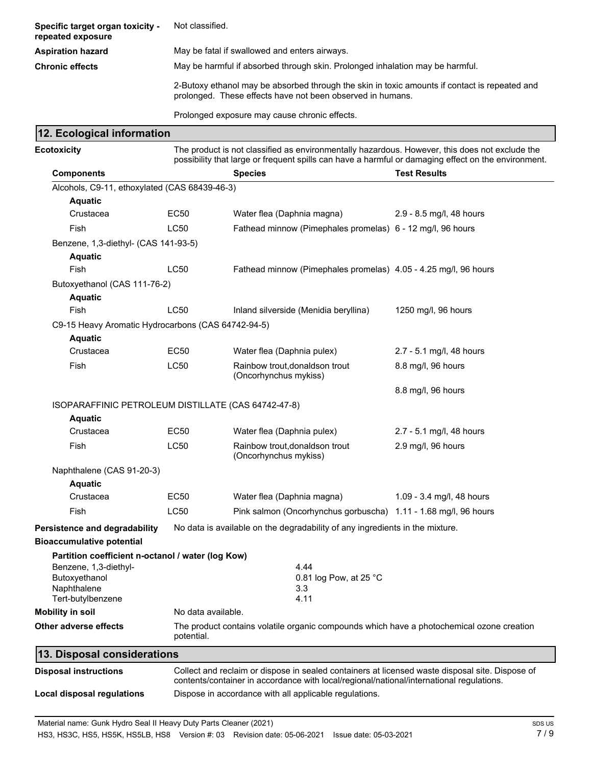| | |
|---|---|
| **Specific target organ toxicity - repeated exposure** | Not classified. |
| **Aspiration hazard** | May be fatal if swallowed and enters airways. |
| **Chronic effects** | May be harmful if absorbed through skin. Prolonged inhalation may be harmful. |
| | 2-Butoxy ethanol may be absorbed through the skin in toxic amounts if contact is repeated and prolonged. These effects have not been observed in humans. |
| | Prolonged exposure may cause chronic effects. |

## 12. Ecological information

**Ecotoxicity** The product is not classified as environmentally hazardous. However, this does not exclude the possibility that large or frequent spills can have a harmful or damaging effect on the environment.

| Components | | Species | Test Results |
|---|---|---|---|
| Alcohols, C9-11, ethoxylated (CAS 68439-46-3) | | | |
| **Aquatic** | | | |
| Crustacea | EC50 | Water flea (Daphnia magna) | 2.9 - 8.5 mg/l, 48 hours |
| Fish | LC50 | Fathead minnow (Pimephales promelas) | 6 - 12 mg/l, 96 hours |
| Benzene, 1,3-diethyl- (CAS 141-93-5) | | | |
| **Aquatic** | | | |
| Fish | LC50 | Fathead minnow (Pimephales promelas) | 4.05 - 4.25 mg/l, 96 hours |
| Butoxyethanol (CAS 111-76-2) | | | |
| **Aquatic** | | | |
| Fish | LC50 | Inland silverside (Menidia beryllina) | 1250 mg/l, 96 hours |
| C9-15 Heavy Aromatic Hydrocarbons (CAS 64742-94-5) | | | |
| **Aquatic** | | | |
| Crustacea | EC50 | Water flea (Daphnia pulex) | 2.7 - 5.1 mg/l, 48 hours |
| Fish | LC50 | Rainbow trout,donaldson trout (Oncorhynchus mykiss) | 8.8 mg/l, 96 hours |
| | | | 8.8 mg/l, 96 hours |
| ISOPARAFFINIC PETROLEUM DISTILLATE (CAS 64742-47-8) | | | |
| **Aquatic** | | | |
| Crustacea | EC50 | Water flea (Daphnia pulex) | 2.7 - 5.1 mg/l, 48 hours |
| Fish | LC50 | Rainbow trout,donaldson trout (Oncorhynchus mykiss) | 2.9 mg/l, 96 hours |
| Naphthalene (CAS 91-20-3) | | | |
| **Aquatic** | | | |
| Crustacea | EC50 | Water flea (Daphnia magna) | 1.09 - 3.4 mg/l, 48 hours |
| Fish | LC50 | Pink salmon (Oncorhynchus gorbuscha) | 1.11 - 1.68 mg/l, 96 hours |

**Persistence and degradability** No data is available on the degradability of any ingredients in the mixture.

**Bioaccumulative potential**

**Partition coefficient n-octanol / water (log Kow)**

| | |
|---|---|
| Benzene, 1,3-diethyl- | 4.44 |
| Butoxyethanol | 0.81 log Pow, at 25 °C |
| Naphthalene | 3.3 |
| Tert-butylbenzene | 4.11 |

**Mobility in soil** No data available.

**Other adverse effects** The product contains volatile organic compounds which have a photochemical ozone creation potential.

## 13. Disposal considerations

**Disposal instructions** Collect and reclaim or dispose in sealed containers at licensed waste disposal site. Dispose of contents/container in accordance with local/regional/national/international regulations.

**Local disposal regulations** Dispose in accordance with all applicable regulations.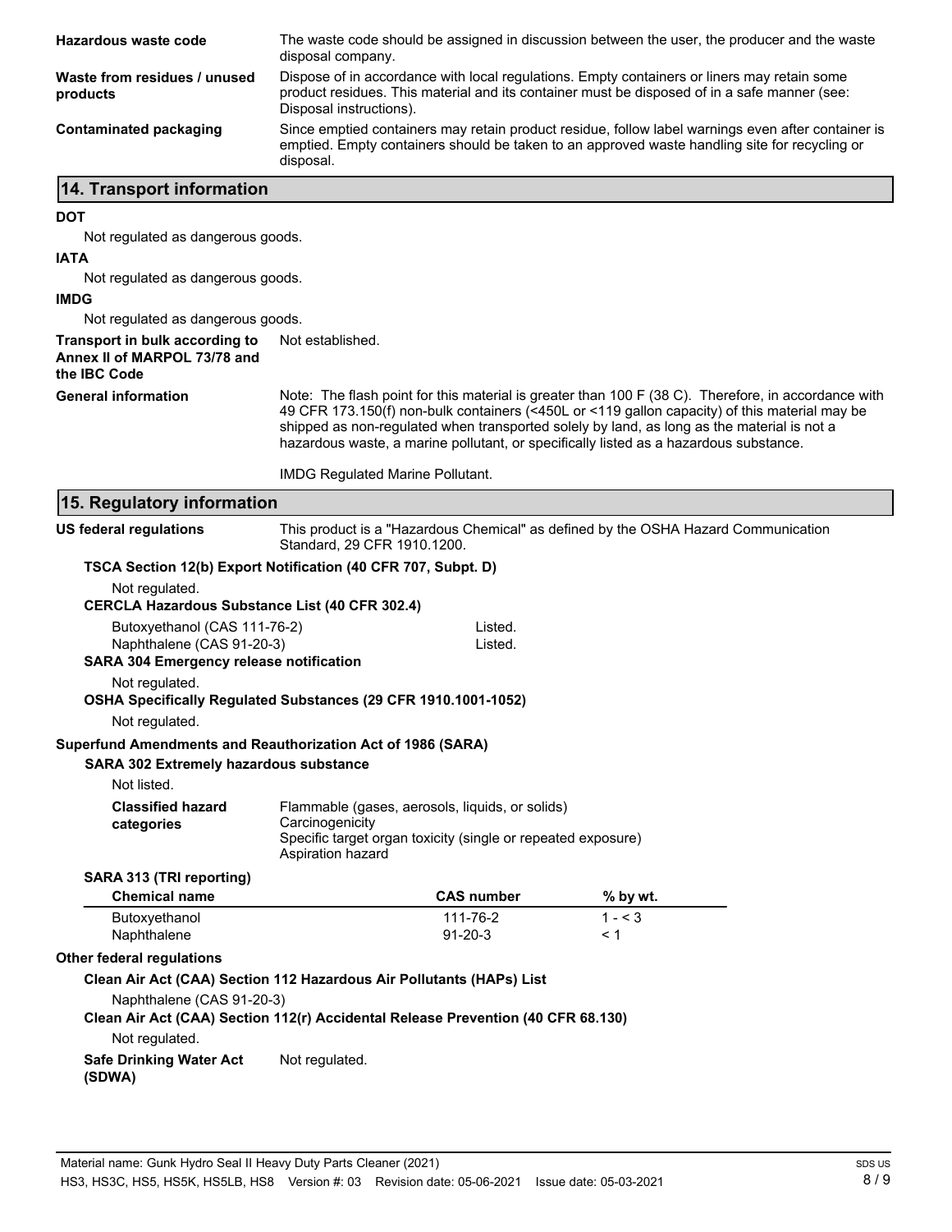**Hazardous waste code** The waste code should be assigned in discussion between the user, the producer and the waste disposal company.

**Waste from residues / unused products** Dispose of in accordance with local regulations. Empty containers or liners may retain some product residues. This material and its container must be disposed of in a safe manner (see: Disposal instructions).

**Contaminated packaging** Since emptied containers may retain product residue, follow label warnings even after container is emptied. Empty containers should be taken to an approved waste handling site for recycling or disposal.

## 14. Transport information

**DOT**

Not regulated as dangerous goods.

**IATA**

Not regulated as dangerous goods.

**IMDG**

Not regulated as dangerous goods.

**Transport in bulk according to Annex II of MARPOL 73/78 and the IBC Code** Not established.

**General information** Note: The flash point for this material is greater than 100 F (38 C). Therefore, in accordance with 49 CFR 173.150(f) non-bulk containers (<450L or <119 gallon capacity) of this material may be shipped as non-regulated when transported solely by land, as long as the material is not a hazardous waste, a marine pollutant, or specifically listed as a hazardous substance.

IMDG Regulated Marine Pollutant.

## 15. Regulatory information

**US federal regulations** This product is a "Hazardous Chemical" as defined by the OSHA Hazard Communication Standard, 29 CFR 1910.1200.

**TSCA Section 12(b) Export Notification (40 CFR 707, Subpt. D)**

Not regulated.

**CERCLA Hazardous Substance List (40 CFR 302.4)**

| | |
|---|---|
| Butoxyethanol (CAS 111-76-2) | Listed. |
| Naphthalene (CAS 91-20-3) | Listed. |

**SARA 304 Emergency release notification**

Not regulated.

**OSHA Specifically Regulated Substances (29 CFR 1910.1001-1052)**

Not regulated.

**Superfund Amendments and Reauthorization Act of 1986 (SARA)**

**SARA 302 Extremely hazardous substance**

Not listed.

**Classified hazard categories**
Flammable (gases, aerosols, liquids, or solids)
Carcinogenicity
Specific target organ toxicity (single or repeated exposure)
Aspiration hazard

**SARA 313 (TRI reporting)**

| Chemical name | CAS number | % by wt. |
|---|---|---|
| Butoxyethanol | 111-76-2 | 1 - < 3 |
| Naphthalene | 91-20-3 | < 1 |

**Other federal regulations**

**Clean Air Act (CAA) Section 112 Hazardous Air Pollutants (HAPs) List**

Naphthalene (CAS 91-20-3)

**Clean Air Act (CAA) Section 112(r) Accidental Release Prevention (40 CFR 68.130)**

Not regulated.

**Safe Drinking Water Act (SDWA)** Not regulated.

Material name: Gunk Hydro Seal II Heavy Duty Parts Cleaner (2021)
HS3, HS3C, HS5, HS5K, HS5LB, HS8 Version #: 03 Revision date: 05-06-2021 Issue date: 05-03-2021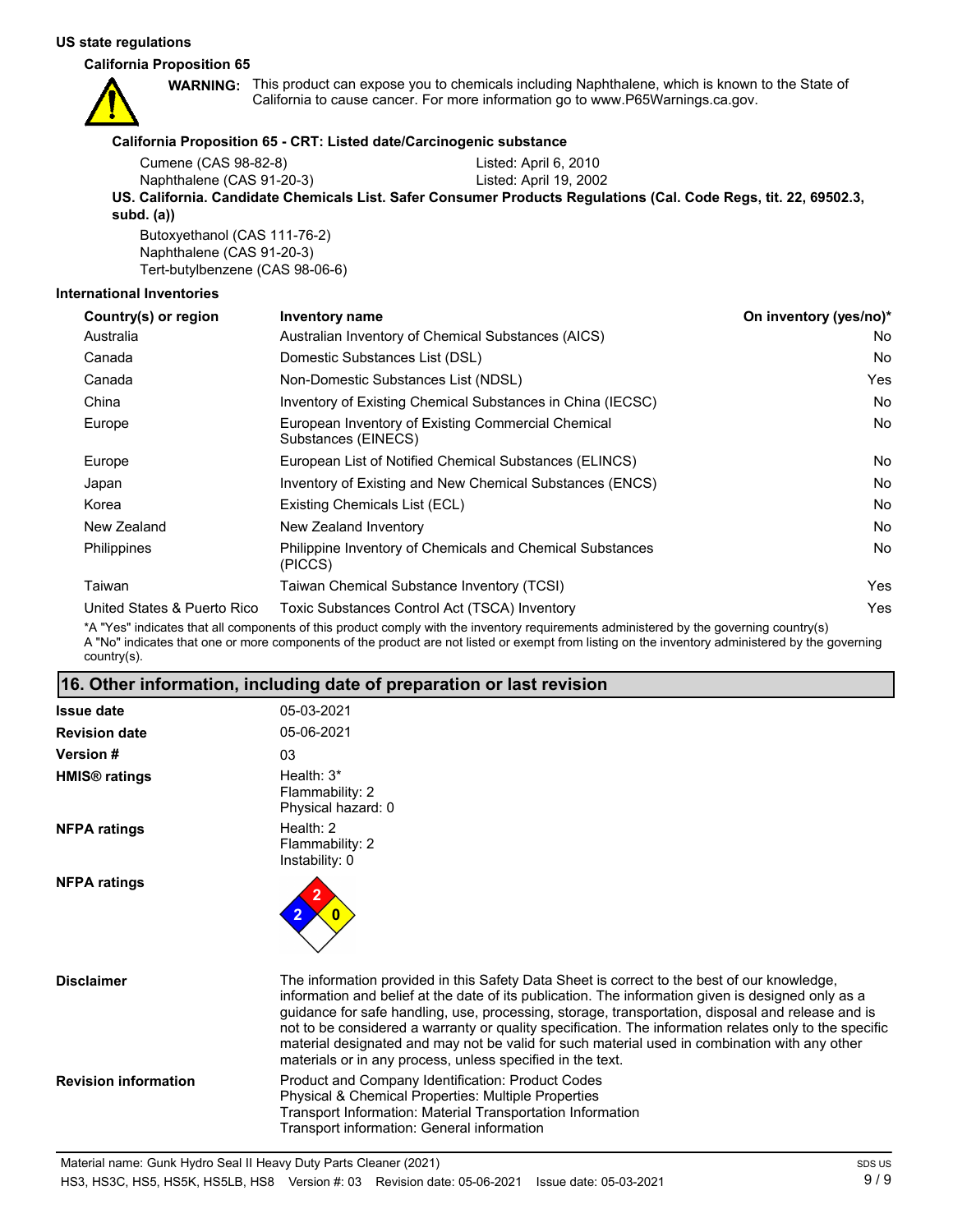**US state regulations**

**California Proposition 65**

**WARNING:** This product can expose you to chemicals including Naphthalene, which is known to the State of California to cause cancer. For more information go to www.P65Warnings.ca.gov.

**California Proposition 65 - CRT: Listed date/Carcinogenic substance**

| | |
|---|---|
| Cumene (CAS 98-82-8) | Listed: April 6, 2010 |
| Naphthalene (CAS 91-20-3) | Listed: April 19, 2002 |

**US. California. Candidate Chemicals List. Safer Consumer Products Regulations (Cal. Code Regs, tit. 22, 69502.3, subd. (a))**

Butoxyethanol (CAS 111-76-2)
Naphthalene (CAS 91-20-3)
Tert-butylbenzene (CAS 98-06-6)

**International Inventories**

| Country(s) or region | Inventory name | On inventory (yes/no)* |
|---|---|---|
| Australia | Australian Inventory of Chemical Substances (AICS) | No |
| Canada | Domestic Substances List (DSL) | No |
| Canada | Non-Domestic Substances List (NDSL) | Yes |
| China | Inventory of Existing Chemical Substances in China (IECSC) | No |
| Europe | European Inventory of Existing Commercial Chemical Substances (EINECS) | No |
| Europe | European List of Notified Chemical Substances (ELINCS) | No |
| Japan | Inventory of Existing and New Chemical Substances (ENCS) | No |
| Korea | Existing Chemicals List (ECL) | No |
| New Zealand | New Zealand Inventory | No |
| Philippines | Philippine Inventory of Chemicals and Chemical Substances (PICCS) | No |
| Taiwan | Taiwan Chemical Substance Inventory (TCSI) | Yes |
| United States & Puerto Rico | Toxic Substances Control Act (TSCA) Inventory | Yes |

*A "Yes" indicates that all components of this product comply with the inventory requirements administered by the governing country(s)
A "No" indicates that one or more components of the product are not listed or exempt from listing on the inventory administered by the governing country(s).

## 16. Other information, including date of preparation or last revision

**Issue date** 05-03-2021

**Revision date** 05-06-2021

**Version #** 03

**HMIS® ratings**
Health: 3*
Flammability: 2
Physical hazard: 0

**NFPA ratings**
Health: 2
Flammability: 2
Instability: 0

**NFPA ratings**

2
2 0

**Disclaimer**
The information provided in this Safety Data Sheet is correct to the best of our knowledge, information and belief at the date of its publication. The information given is designed only as a guidance for safe handling, use, processing, storage, transportation, disposal and release and is not to be considered a warranty or quality specification. The information relates only to the specific material designated and may not be valid for such material used in combination with any other materials or in any process, unless specified in the text.

**Revision information**
Product and Company Identification: Product Codes
Physical & Chemical Properties: Multiple Properties
Transport Information: Material Transportation Information
Transport information: General information